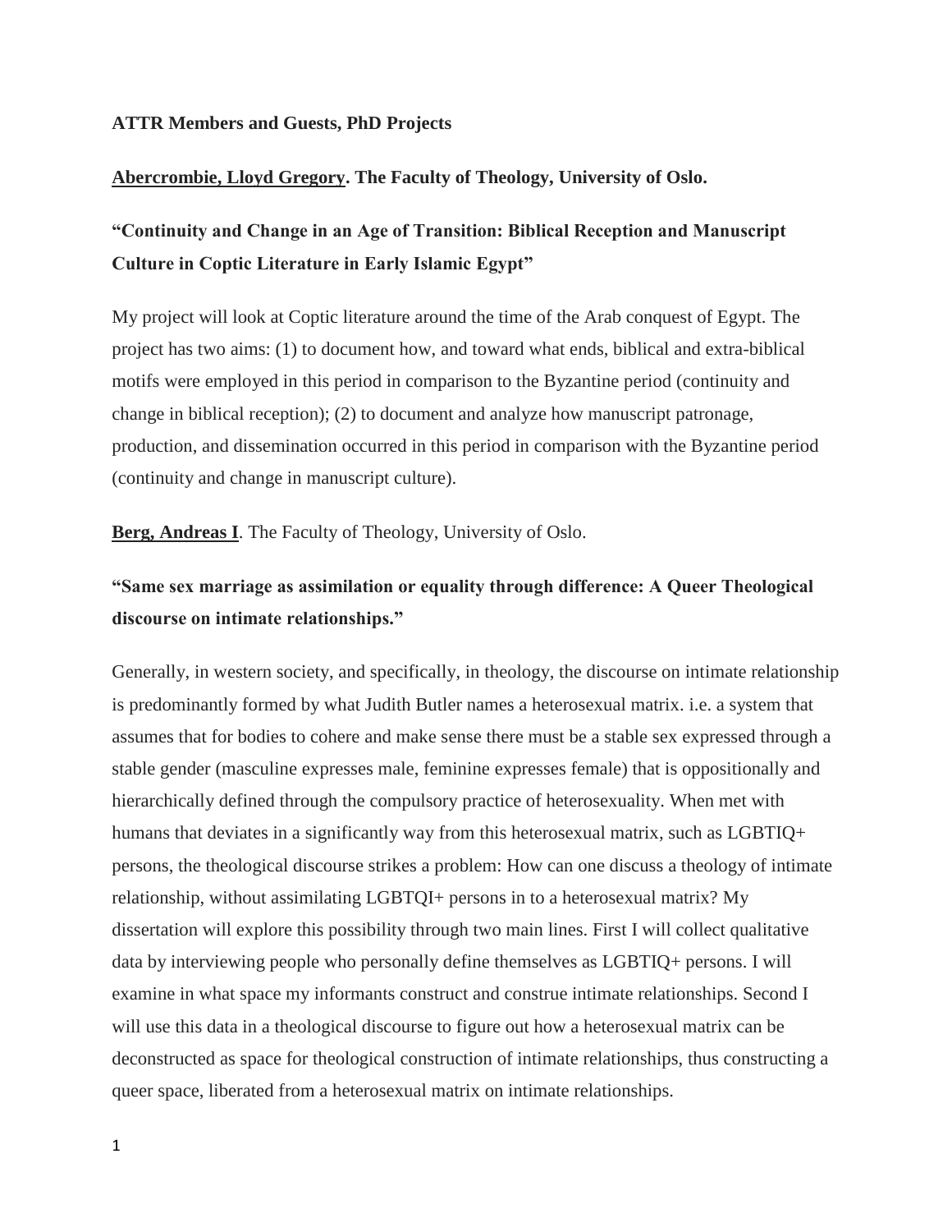**ATTR Members and Guests, PhD Projects**

**Abercrombie, Lloyd Gregory. The Faculty of Theology, University of Oslo.**

**"Continuity and Change in an Age of Transition: Biblical Reception and Manuscript Culture in Coptic Literature in Early Islamic Egypt"**

My project will look at Coptic literature around the time of the Arab conquest of Egypt. The project has two aims: (1) to document how, and toward what ends, biblical and extra-biblical motifs were employed in this period in comparison to the Byzantine period (continuity and change in biblical reception); (2) to document and analyze how manuscript patronage, production, and dissemination occurred in this period in comparison with the Byzantine period (continuity and change in manuscript culture).

**Berg, Andreas I**. The Faculty of Theology, University of Oslo.

**"Same sex marriage as assimilation or equality through difference: A Queer Theological discourse on intimate relationships."**

Generally, in western society, and specifically, in theology, the discourse on intimate relationship is predominantly formed by what Judith Butler names a heterosexual matrix. i.e. a system that assumes that for bodies to cohere and make sense there must be a stable sex expressed through a stable gender (masculine expresses male, feminine expresses female) that is oppositionally and hierarchically defined through the compulsory practice of heterosexuality. When met with humans that deviates in a significantly way from this heterosexual matrix, such as LGBTIQ+ persons, the theological discourse strikes a problem: How can one discuss a theology of intimate relationship, without assimilating LGBTQI+ persons in to a heterosexual matrix? My dissertation will explore this possibility through two main lines. First I will collect qualitative data by interviewing people who personally define themselves as LGBTIQ+ persons. I will examine in what space my informants construct and construe intimate relationships. Second I will use this data in a theological discourse to figure out how a heterosexual matrix can be deconstructed as space for theological construction of intimate relationships, thus constructing a queer space, liberated from a heterosexual matrix on intimate relationships.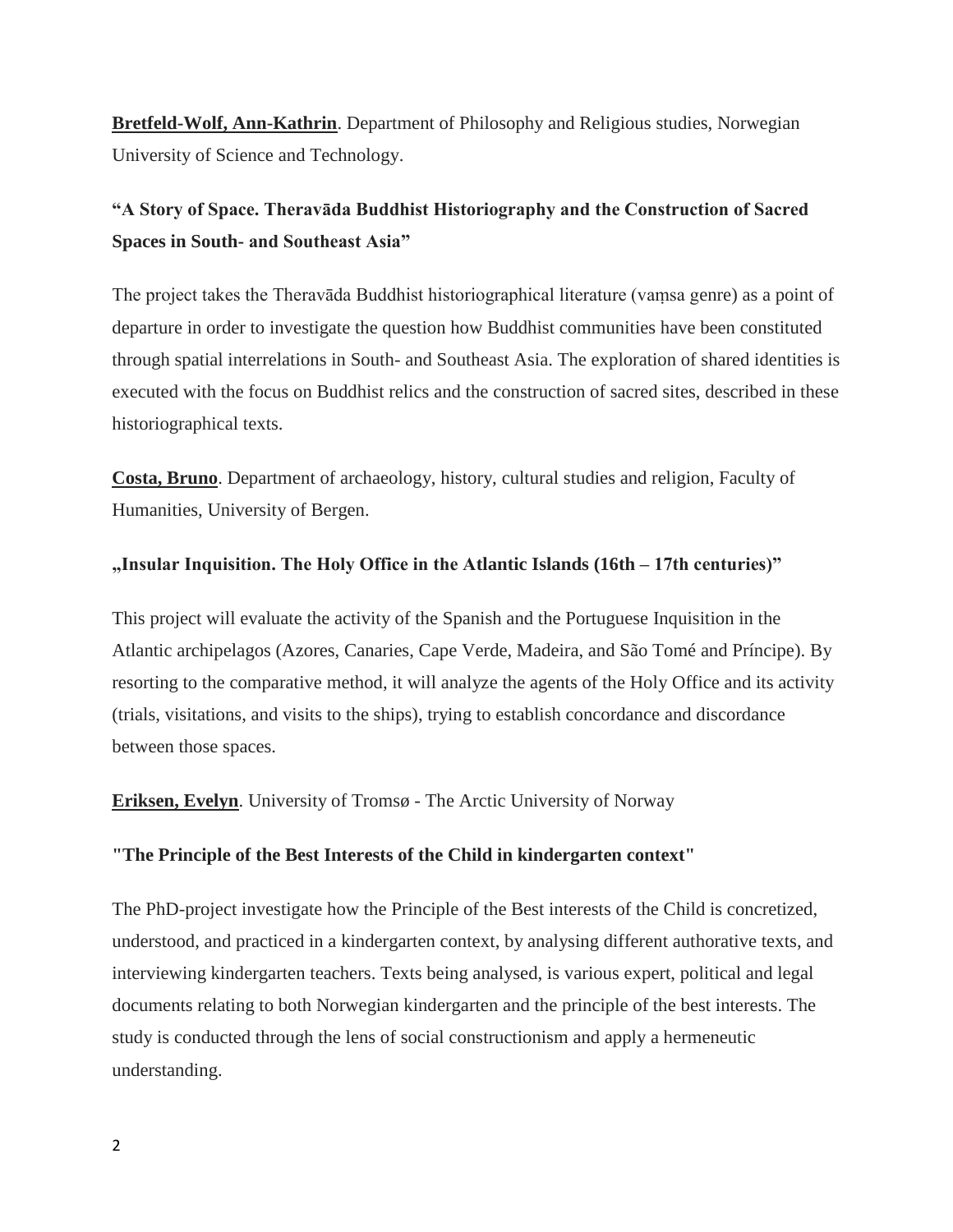**Bretfeld-Wolf, Ann-Kathrin**. Department of Philosophy and Religious studies, Norwegian University of Science and Technology.

**"A Story of Space. Theravāda Buddhist Historiography and the Construction of Sacred Spaces in South- and Southeast Asia"**

The project takes the Theravāda Buddhist historiographical literature (vaṃsa genre) as a point of departure in order to investigate the question how Buddhist communities have been constituted through spatial interrelations in South- and Southeast Asia. The exploration of shared identities is executed with the focus on Buddhist relics and the construction of sacred sites, described in these historiographical texts.

**Costa, Bruno**. Department of archaeology, history, cultural studies and religion, Faculty of Humanities, University of Bergen.

**„Insular Inquisition. The Holy Office in the Atlantic Islands (16th – 17th centuries)"**

This project will evaluate the activity of the Spanish and the Portuguese Inquisition in the Atlantic archipelagos (Azores, Canaries, Cape Verde, Madeira, and São Tomé and Príncipe). By resorting to the comparative method, it will analyze the agents of the Holy Office and its activity (trials, visitations, and visits to the ships), trying to establish concordance and discordance between those spaces.

**Eriksen, Evelyn**. University of Tromsø - The Arctic University of Norway

**"The Principle of the Best Interests of the Child in kindergarten context"**

The PhD-project investigate how the Principle of the Best interests of the Child is concretized, understood, and practiced in a kindergarten context, by analysing different authorative texts, and interviewing kindergarten teachers. Texts being analysed, is various expert, political and legal documents relating to both Norwegian kindergarten and the principle of the best interests. The study is conducted through the lens of social constructionism and apply a hermeneutic understanding.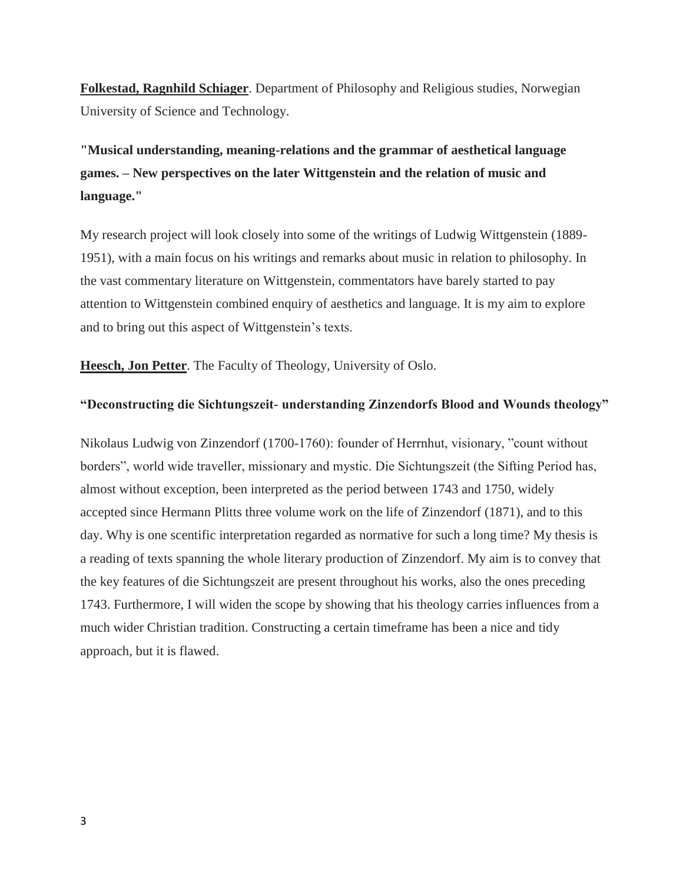**Folkestad, Ragnhild Schiager**. Department of Philosophy and Religious studies, Norwegian University of Science and Technology.

**"Musical understanding, meaning-relations and the grammar of aesthetical language games. – New perspectives on the later Wittgenstein and the relation of music and language."**

My research project will look closely into some of the writings of Ludwig Wittgenstein (1889-1951), with a main focus on his writings and remarks about music in relation to philosophy. In the vast commentary literature on Wittgenstein, commentators have barely started to pay attention to Wittgenstein combined enquiry of aesthetics and language. It is my aim to explore and to bring out this aspect of Wittgenstein's texts.

**Heesch, Jon Petter**. The Faculty of Theology, University of Oslo.

**"Deconstructing die Sichtungszeit- understanding Zinzendorfs Blood and Wounds theology"**

Nikolaus Ludwig von Zinzendorf (1700-1760): founder of Herrnhut, visionary, "count without borders", world wide traveller, missionary and mystic. Die Sichtungszeit (the Sifting Period has, almost without exception, been interpreted as the period between 1743 and 1750, widely accepted since Hermann Plitts three volume work on the life of Zinzendorf (1871), and to this day. Why is one scentific interpretation regarded as normative for such a long time? My thesis is a reading of texts spanning the whole literary production of Zinzendorf. My aim is to convey that the key features of die Sichtungszeit are present throughout his works, also the ones preceding 1743. Furthermore, I will widen the scope by showing that his theology carries influences from a much wider Christian tradition. Constructing a certain timeframe has been a nice and tidy approach, but it is flawed.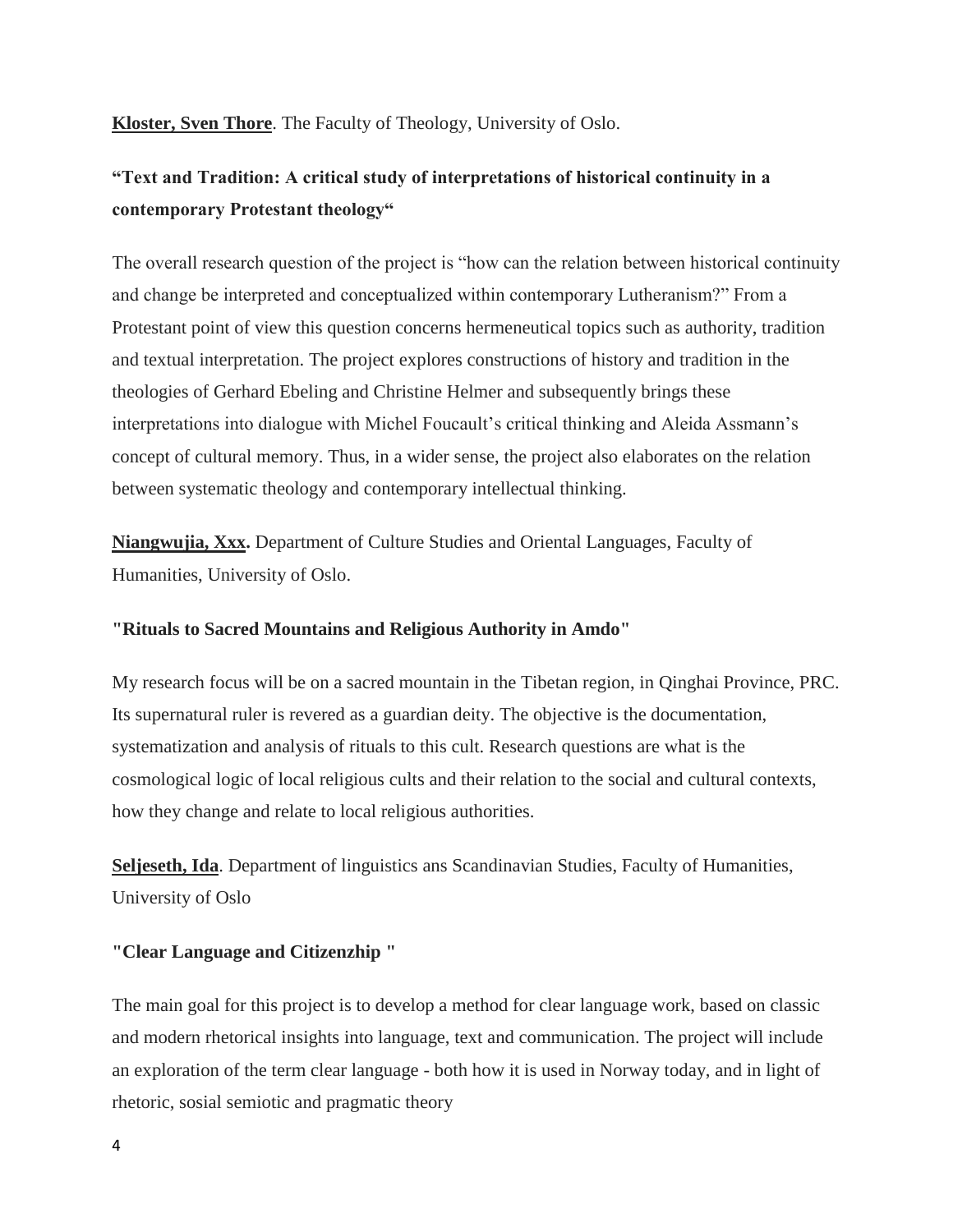**Kloster, Sven Thore**. The Faculty of Theology, University of Oslo.

**"Text and Tradition: A critical study of interpretations of historical continuity in a contemporary Protestant theology"**

The overall research question of the project is "how can the relation between historical continuity and change be interpreted and conceptualized within contemporary Lutheranism?" From a Protestant point of view this question concerns hermeneutical topics such as authority, tradition and textual interpretation. The project explores constructions of history and tradition in the theologies of Gerhard Ebeling and Christine Helmer and subsequently brings these interpretations into dialogue with Michel Foucault's critical thinking and Aleida Assmann's concept of cultural memory. Thus, in a wider sense, the project also elaborates on the relation between systematic theology and contemporary intellectual thinking.

**Niangwujia, Xxx.** Department of Culture Studies and Oriental Languages, Faculty of Humanities, University of Oslo.

**"Rituals to Sacred Mountains and Religious Authority in Amdo"**

My research focus will be on a sacred mountain in the Tibetan region, in Qinghai Province, PRC. Its supernatural ruler is revered as a guardian deity. The objective is the documentation, systematization and analysis of rituals to this cult. Research questions are what is the cosmological logic of local religious cults and their relation to the social and cultural contexts, how they change and relate to local religious authorities.

**Seljeseth, Ida**. Department of linguistics ans Scandinavian Studies, Faculty of Humanities, University of Oslo

**"Clear Language and Citizenzhip "**

The main goal for this project is to develop a method for clear language work, based on classic and modern rhetorical insights into language, text and communication. The project will include an exploration of the term clear language - both how it is used in Norway today, and in light of rhetoric, sosial semiotic and pragmatic theory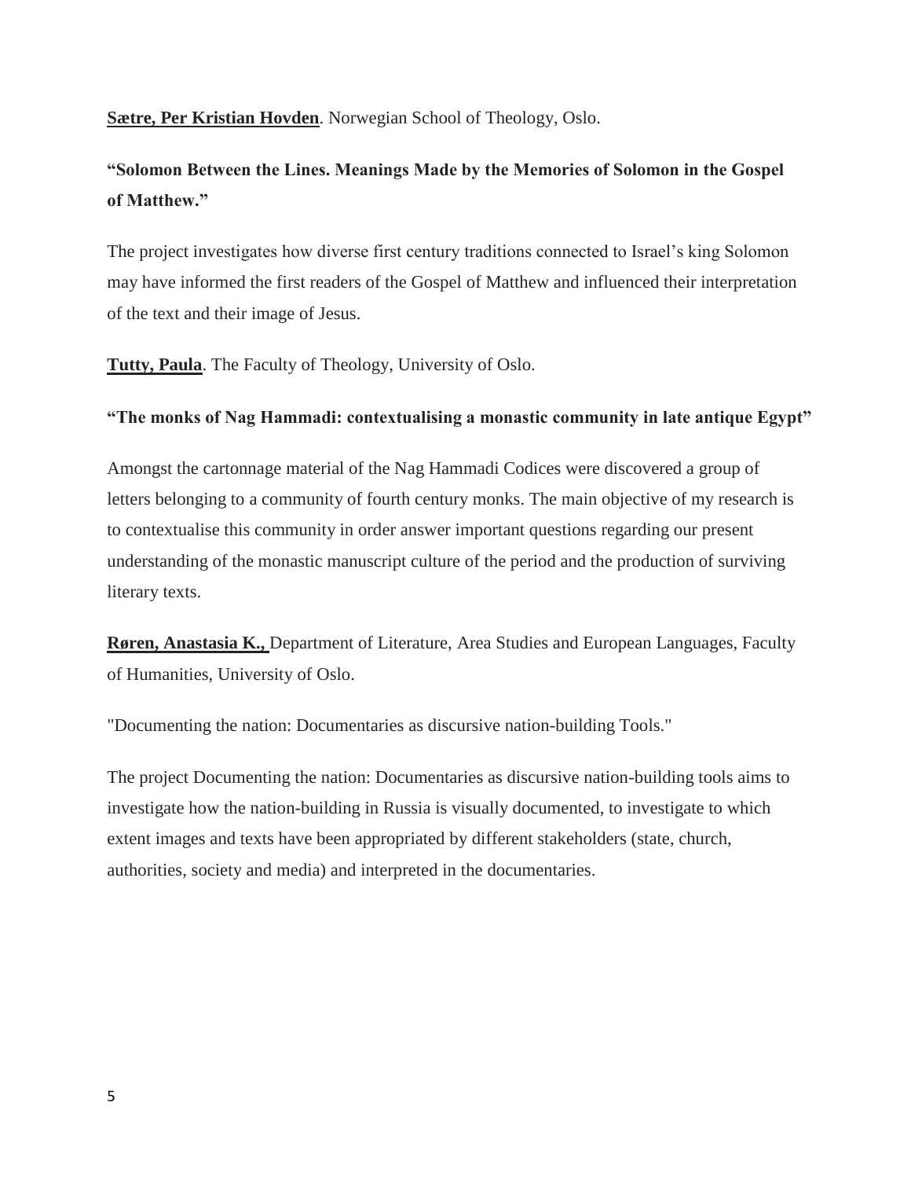**Sætre, Per Kristian Hovden**. Norwegian School of Theology, Oslo.

**"Solomon Between the Lines. Meanings Made by the Memories of Solomon in the Gospel of Matthew."**

The project investigates how diverse first century traditions connected to Israel's king Solomon may have informed the first readers of the Gospel of Matthew and influenced their interpretation of the text and their image of Jesus.

**Tutty, Paula**. The Faculty of Theology, University of Oslo.

**"The monks of Nag Hammadi: contextualising a monastic community in late antique Egypt"**

Amongst the cartonnage material of the Nag Hammadi Codices were discovered a group of letters belonging to a community of fourth century monks. The main objective of my research is to contextualise this community in order answer important questions regarding our present understanding of the monastic manuscript culture of the period and the production of surviving literary texts.

**Røren, Anastasia K.,** Department of Literature, Area Studies and European Languages, Faculty of Humanities, University of Oslo.

"Documenting the nation: Documentaries as discursive nation-building Tools."

The project Documenting the nation: Documentaries as discursive nation-building tools aims to investigate how the nation-building in Russia is visually documented, to investigate to which extent images and texts have been appropriated by different stakeholders (state, church, authorities, society and media) and interpreted in the documentaries.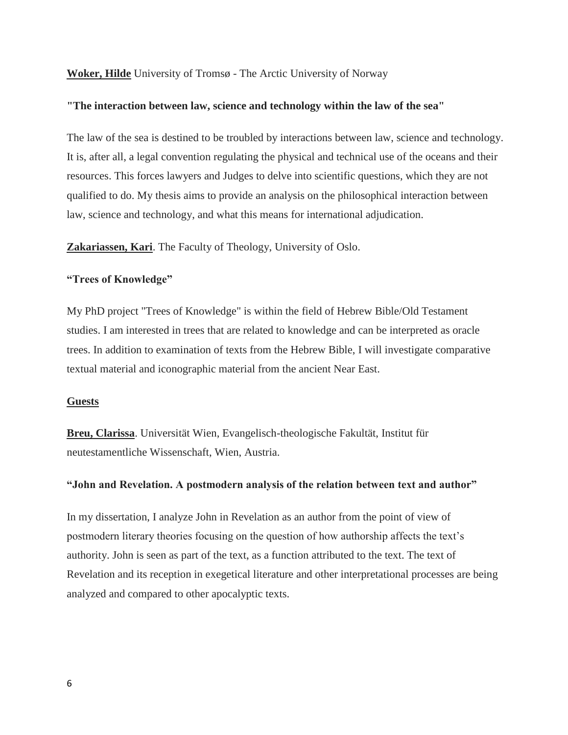**Woker, Hilde** University of Tromsø - The Arctic University of Norway

**"The interaction between law, science and technology within the law of the sea"**

The law of the sea is destined to be troubled by interactions between law, science and technology. It is, after all, a legal convention regulating the physical and technical use of the oceans and their resources. This forces lawyers and Judges to delve into scientific questions, which they are not qualified to do. My thesis aims to provide an analysis on the philosophical interaction between law, science and technology, and what this means for international adjudication.

**Zakariassen, Kari**. The Faculty of Theology, University of Oslo.

**"Trees of Knowledge"**

My PhD project "Trees of Knowledge" is within the field of Hebrew Bible/Old Testament studies. I am interested in trees that are related to knowledge and can be interpreted as oracle trees. In addition to examination of texts from the Hebrew Bible, I will investigate comparative textual material and iconographic material from the ancient Near East.

**Guests**

**Breu, Clarissa**. Universität Wien, Evangelisch-theologische Fakultät, Institut für neutestamentliche Wissenschaft, Wien, Austria.

**"John and Revelation. A postmodern analysis of the relation between text and author"**

In my dissertation, I analyze John in Revelation as an author from the point of view of postmodern literary theories focusing on the question of how authorship affects the text's authority. John is seen as part of the text, as a function attributed to the text. The text of Revelation and its reception in exegetical literature and other interpretational processes are being analyzed and compared to other apocalyptic texts.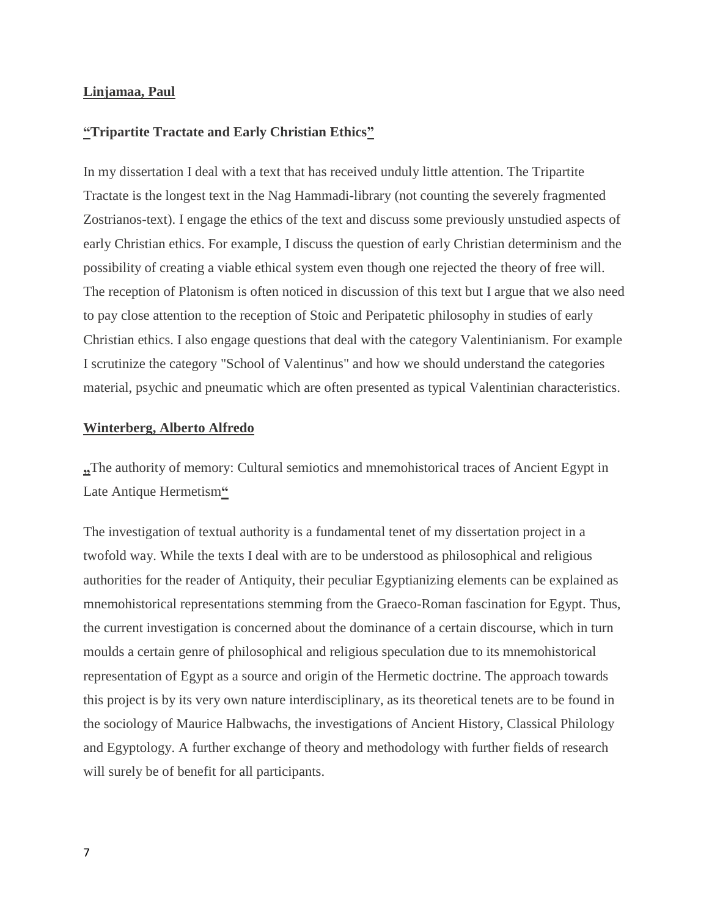**Linjamaa, Paul**

**"Tripartite Tractate and Early Christian Ethics"**

In my dissertation I deal with a text that has received unduly little attention. The Tripartite Tractate is the longest text in the Nag Hammadi-library (not counting the severely fragmented Zostrianos-text). I engage the ethics of the text and discuss some previously unstudied aspects of early Christian ethics. For example, I discuss the question of early Christian determinism and the possibility of creating a viable ethical system even though one rejected the theory of free will. The reception of Platonism is often noticed in discussion of this text but I argue that we also need to pay close attention to the reception of Stoic and Peripatetic philosophy in studies of early Christian ethics. I also engage questions that deal with the category Valentinianism. For example I scrutinize the category "School of Valentinus" and how we should understand the categories material, psychic and pneumatic which are often presented as typical Valentinian characteristics.

**Winterberg, Alberto Alfredo**

„The authority of memory: Cultural semiotics and mnemohistorical traces of Ancient Egypt in Late Antique Hermetism"

The investigation of textual authority is a fundamental tenet of my dissertation project in a twofold way. While the texts I deal with are to be understood as philosophical and religious authorities for the reader of Antiquity, their peculiar Egyptianizing elements can be explained as mnemohistorical representations stemming from the Graeco-Roman fascination for Egypt. Thus, the current investigation is concerned about the dominance of a certain discourse, which in turn moulds a certain genre of philosophical and religious speculation due to its mnemohistorical representation of Egypt as a source and origin of the Hermetic doctrine. The approach towards this project is by its very own nature interdisciplinary, as its theoretical tenets are to be found in the sociology of Maurice Halbwachs, the investigations of Ancient History, Classical Philology and Egyptology. A further exchange of theory and methodology with further fields of research will surely be of benefit for all participants.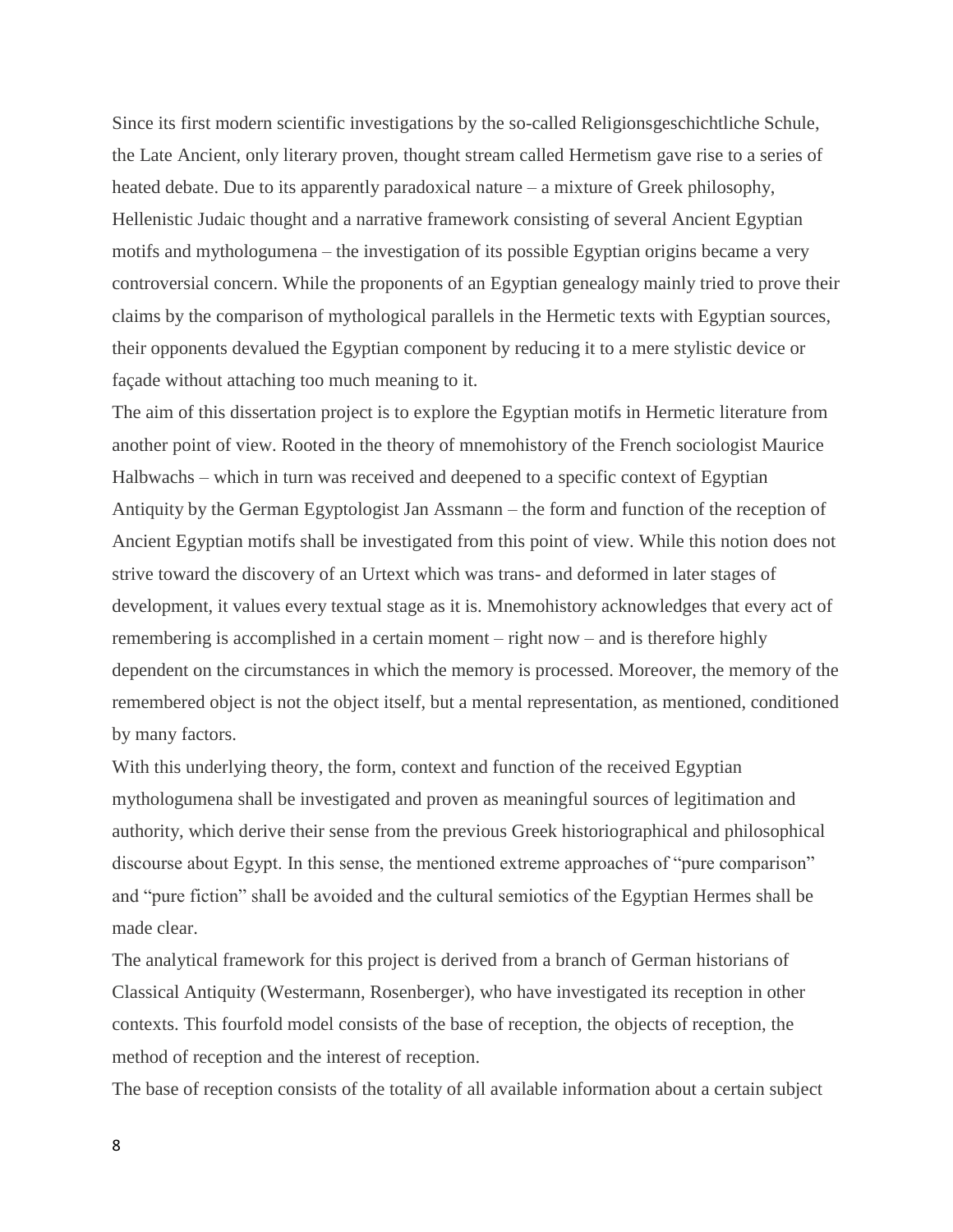Since its first modern scientific investigations by the so-called Religionsgeschichtliche Schule, the Late Ancient, only literary proven, thought stream called Hermetism gave rise to a series of heated debate. Due to its apparently paradoxical nature – a mixture of Greek philosophy, Hellenistic Judaic thought and a narrative framework consisting of several Ancient Egyptian motifs and mythologumena – the investigation of its possible Egyptian origins became a very controversial concern. While the proponents of an Egyptian genealogy mainly tried to prove their claims by the comparison of mythological parallels in the Hermetic texts with Egyptian sources, their opponents devalued the Egyptian component by reducing it to a mere stylistic device or façade without attaching too much meaning to it.

The aim of this dissertation project is to explore the Egyptian motifs in Hermetic literature from another point of view. Rooted in the theory of mnemohistory of the French sociologist Maurice Halbwachs – which in turn was received and deepened to a specific context of Egyptian Antiquity by the German Egyptologist Jan Assmann – the form and function of the reception of Ancient Egyptian motifs shall be investigated from this point of view. While this notion does not strive toward the discovery of an Urtext which was trans- and deformed in later stages of development, it values every textual stage as it is. Mnemohistory acknowledges that every act of remembering is accomplished in a certain moment – right now – and is therefore highly dependent on the circumstances in which the memory is processed. Moreover, the memory of the remembered object is not the object itself, but a mental representation, as mentioned, conditioned by many factors.

With this underlying theory, the form, context and function of the received Egyptian mythologumena shall be investigated and proven as meaningful sources of legitimation and authority, which derive their sense from the previous Greek historiographical and philosophical discourse about Egypt. In this sense, the mentioned extreme approaches of "pure comparison" and "pure fiction" shall be avoided and the cultural semiotics of the Egyptian Hermes shall be made clear.

The analytical framework for this project is derived from a branch of German historians of Classical Antiquity (Westermann, Rosenberger), who have investigated its reception in other contexts. This fourfold model consists of the base of reception, the objects of reception, the method of reception and the interest of reception.

The base of reception consists of the totality of all available information about a certain subject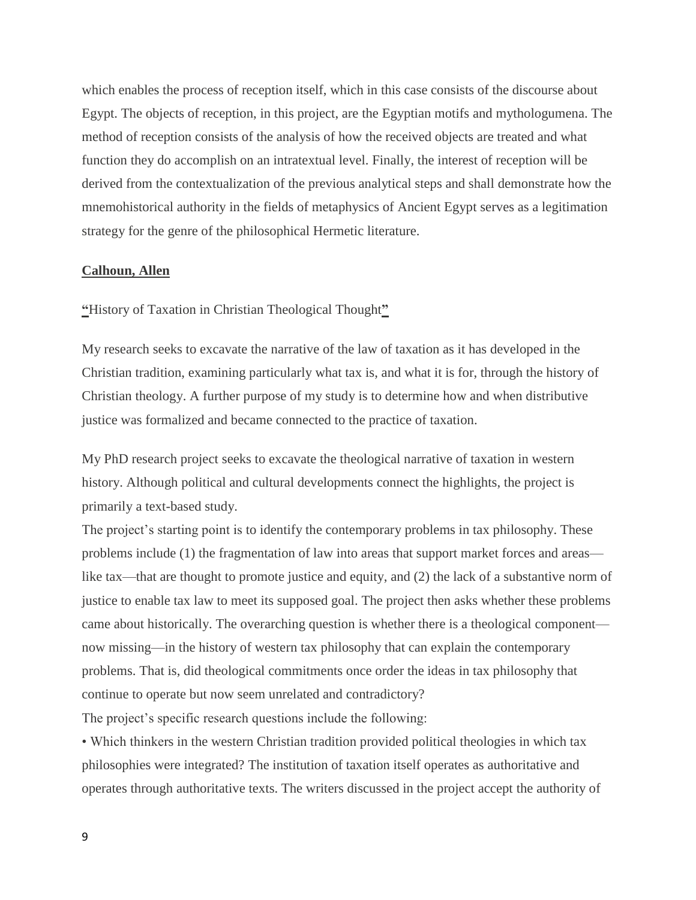which enables the process of reception itself, which in this case consists of the discourse about Egypt. The objects of reception, in this project, are the Egyptian motifs and mythologumena. The method of reception consists of the analysis of how the received objects are treated and what function they do accomplish on an intratextual level. Finally, the interest of reception will be derived from the contextualization of the previous analytical steps and shall demonstrate how the mnemohistorical authority in the fields of metaphysics of Ancient Egypt serves as a legitimation strategy for the genre of the philosophical Hermetic literature.

**Calhoun, Allen**

"History of Taxation in Christian Theological Thought"

My research seeks to excavate the narrative of the law of taxation as it has developed in the Christian tradition, examining particularly what tax is, and what it is for, through the history of Christian theology. A further purpose of my study is to determine how and when distributive justice was formalized and became connected to the practice of taxation.

My PhD research project seeks to excavate the theological narrative of taxation in western history. Although political and cultural developments connect the highlights, the project is primarily a text-based study.

The project's starting point is to identify the contemporary problems in tax philosophy. These problems include (1) the fragmentation of law into areas that support market forces and areas—like tax—that are thought to promote justice and equity, and (2) the lack of a substantive norm of justice to enable tax law to meet its supposed goal. The project then asks whether these problems came about historically. The overarching question is whether there is a theological component—now missing—in the history of western tax philosophy that can explain the contemporary problems. That is, did theological commitments once order the ideas in tax philosophy that continue to operate but now seem unrelated and contradictory?

The project's specific research questions include the following:

- Which thinkers in the western Christian tradition provided political theologies in which tax philosophies were integrated? The institution of taxation itself operates as authoritative and operates through authoritative texts. The writers discussed in the project accept the authority of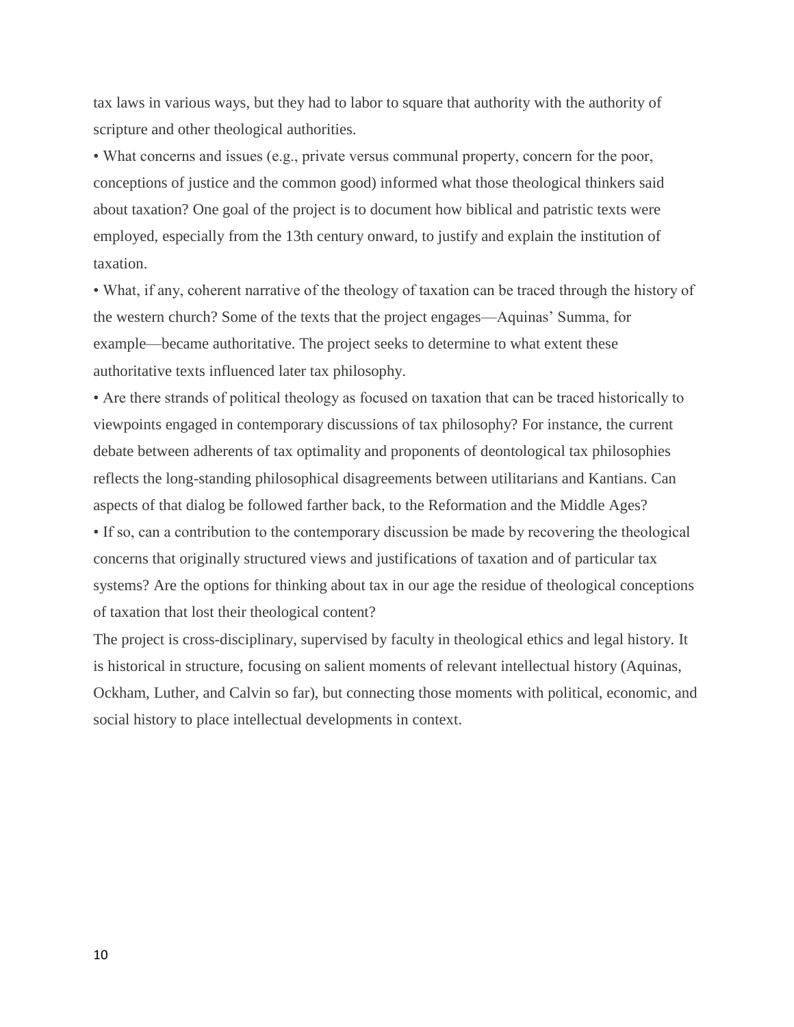tax laws in various ways, but they had to labor to square that authority with the authority of scripture and other theological authorities.

- What concerns and issues (e.g., private versus communal property, concern for the poor, conceptions of justice and the common good) informed what those theological thinkers said about taxation? One goal of the project is to document how biblical and patristic texts were employed, especially from the 13th century onward, to justify and explain the institution of taxation.
- What, if any, coherent narrative of the theology of taxation can be traced through the history of the western church? Some of the texts that the project engages—Aquinas' Summa, for example—became authoritative. The project seeks to determine to what extent these authoritative texts influenced later tax philosophy.
- Are there strands of political theology as focused on taxation that can be traced historically to viewpoints engaged in contemporary discussions of tax philosophy? For instance, the current debate between adherents of tax optimality and proponents of deontological tax philosophies reflects the long-standing philosophical disagreements between utilitarians and Kantians. Can aspects of that dialog be followed farther back, to the Reformation and the Middle Ages?
- If so, can a contribution to the contemporary discussion be made by recovering the theological concerns that originally structured views and justifications of taxation and of particular tax systems? Are the options for thinking about tax in our age the residue of theological conceptions of taxation that lost their theological content?

The project is cross-disciplinary, supervised by faculty in theological ethics and legal history. It is historical in structure, focusing on salient moments of relevant intellectual history (Aquinas, Ockham, Luther, and Calvin so far), but connecting those moments with political, economic, and social history to place intellectual developments in context.